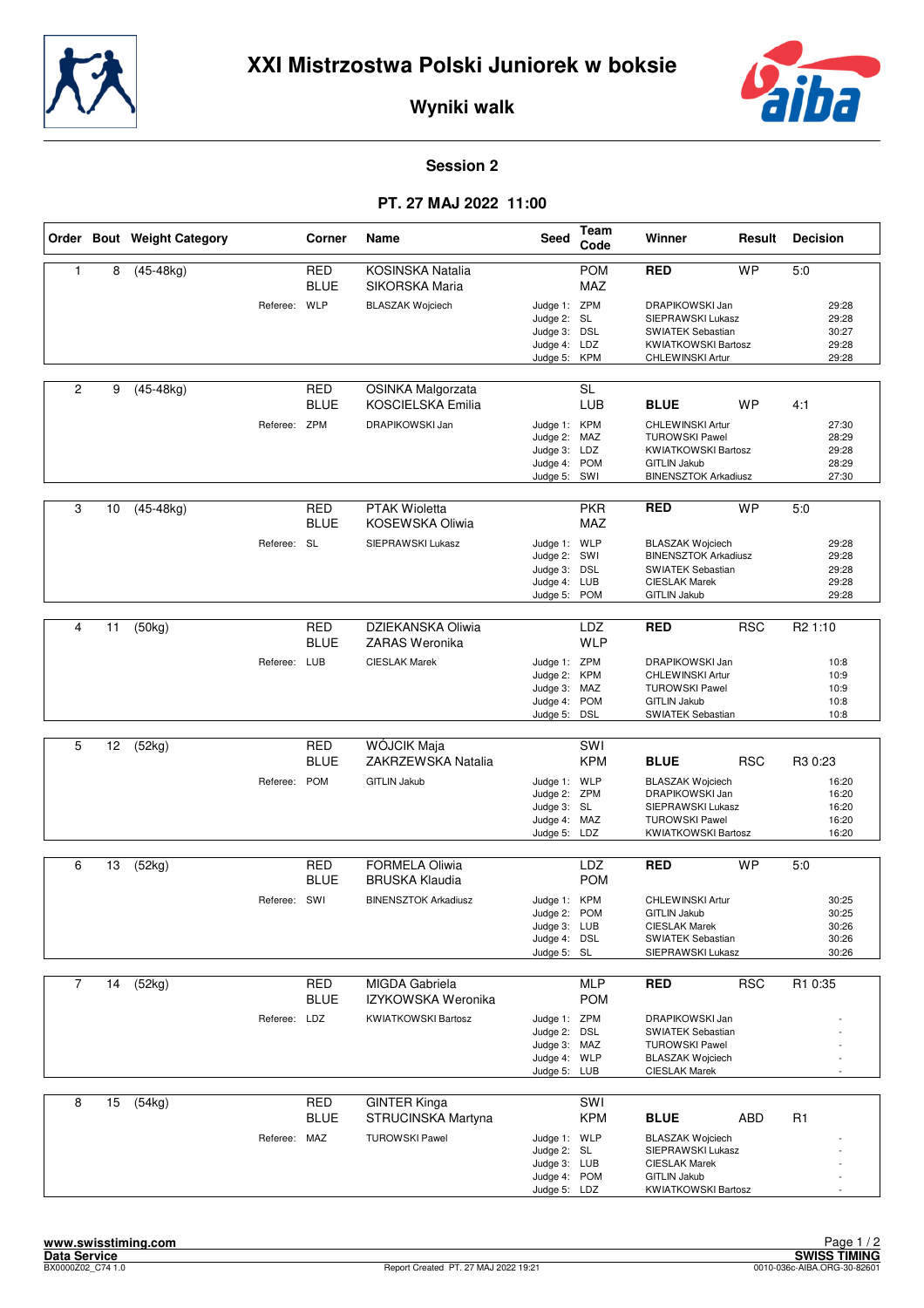# XXI Mistrzostwa Polski Juniorek w boksie

## Wyniki walk

### Session 2

### PT. 27 MAJ 2022 11:00

| Order | Bout | Weight Category | Corner | Name | Seed | Team Code | Winner | Result | Decision |
|---|---|---|---|---|---|---|---|---|---|
| 1 | 8 | (45-48kg) | RED | KOSINSKA Natalia | | POM | RED | WP | 5:0 |
| | | | BLUE | SIKORSKA Maria | | MAZ | | | |
| | | Referee: | WLP | BLASZAK Wojciech | Judge 1: | ZPM | DRAPIKOWSKI Jan | | 29:28 |
| | | | | | Judge 2: | SL | SIEPRAWSKI Lukasz | | 29:28 |
| | | | | | Judge 3: | DSL | SWIATEK Sebastian | | 30:27 |
| | | | | | Judge 4: | LDZ | KWIATKOWSKI Bartosz | | 29:28 |
| | | | | | Judge 5: | KPM | CHLEWINSKI Artur | | 29:28 |
| 2 | 9 | (45-48kg) | RED | OSINKA Malgorzata | | SL | | | |
| | | | BLUE | KOSCIELSKA Emilia | | LUB | BLUE | WP | 4:1 |
| | | Referee: | ZPM | DRAPIKOWSKI Jan | Judge 1: | KPM | CHLEWINSKI Artur | | 27:30 |
| | | | | | Judge 2: | MAZ | TUROWSKI Pawel | | 28:29 |
| | | | | | Judge 3: | LDZ | KWIATKOWSKI Bartosz | | 29:28 |
| | | | | | Judge 4: | POM | GITLIN Jakub | | 28:29 |
| | | | | | Judge 5: | SWI | BINENSZTOK Arkadiusz | | 27:30 |
| 3 | 10 | (45-48kg) | RED | PTAK Wioletta | | PKR | RED | WP | 5:0 |
| | | | BLUE | KOSEWSKA Oliwia | | MAZ | | | |
| | | Referee: | SL | SIEPRAWSKI Lukasz | Judge 1: | WLP | BLASZAK Wojciech | | 29:28 |
| | | | | | Judge 2: | SWI | BINENSZTOK Arkadiusz | | 29:28 |
| | | | | | Judge 3: | DSL | SWIATEK Sebastian | | 29:28 |
| | | | | | Judge 4: | LUB | CIESLAK Marek | | 29:28 |
| | | | | | Judge 5: | POM | GITLIN Jakub | | 29:28 |
| 4 | 11 | (50kg) | RED | DZIEKANSKA Oliwia | | LDZ | RED | RSC | R2 1:10 |
| | | | BLUE | ZARAS Weronika | | WLP | | | |
| | | Referee: | LUB | CIESLAK Marek | Judge 1: | ZPM | DRAPIKOWSKI Jan | | 10:8 |
| | | | | | Judge 2: | KPM | CHLEWINSKI Artur | | 10:9 |
| | | | | | Judge 3: | MAZ | TUROWSKI Pawel | | 10:9 |
| | | | | | Judge 4: | POM | GITLIN Jakub | | 10:8 |
| | | | | | Judge 5: | DSL | SWIATEK Sebastian | | 10:8 |
| 5 | 12 | (52kg) | RED | WÓJCIK Maja | | SWI | | | |
| | | | BLUE | ZAKRZEWSKA Natalia | | KPM | BLUE | RSC | R3 0:23 |
| | | Referee: | POM | GITLIN Jakub | Judge 1: | WLP | BLASZAK Wojciech | | 16:20 |
| | | | | | Judge 2: | ZPM | DRAPIKOWSKI Jan | | 16:20 |
| | | | | | Judge 3: | SL | SIEPRAWSKI Lukasz | | 16:20 |
| | | | | | Judge 4: | MAZ | TUROWSKI Pawel | | 16:20 |
| | | | | | Judge 5: | LDZ | KWIATKOWSKI Bartosz | | 16:20 |
| 6 | 13 | (52kg) | RED | FORMELA Oliwia | | LDZ | RED | WP | 5:0 |
| | | | BLUE | BRUSKA Klaudia | | POM | | | |
| | | Referee: | SWI | BINENSZTOK Arkadiusz | Judge 1: | KPM | CHLEWINSKI Artur | | 30:25 |
| | | | | | Judge 2: | POM | GITLIN Jakub | | 30:25 |
| | | | | | Judge 3: | LUB | CIESLAK Marek | | 30:26 |
| | | | | | Judge 4: | DSL | SWIATEK Sebastian | | 30:26 |
| | | | | | Judge 5: | SL | SIEPRAWSKI Lukasz | | 30:26 |
| 7 | 14 | (52kg) | RED | MIGDA Gabriela | | MLP | RED | RSC | R1 0:35 |
| | | | BLUE | IZYKOWSKA Weronika | | POM | | | |
| | | Referee: | LDZ | KWIATKOWSKI Bartosz | Judge 1: | ZPM | DRAPIKOWSKI Jan | | - |
| | | | | | Judge 2: | DSL | SWIATEK Sebastian | | - |
| | | | | | Judge 3: | MAZ | TUROWSKI Pawel | | - |
| | | | | | Judge 4: | WLP | BLASZAK Wojciech | | - |
| | | | | | Judge 5: | LUB | CIESLAK Marek | | - |
| 8 | 15 | (54kg) | RED | GINTER Kinga | | SWI | | | |
| | | | BLUE | STRUCINSKA Martyna | | KPM | BLUE | ABD | R1 |
| | | Referee: | MAZ | TUROWSKI Pawel | Judge 1: | WLP | BLASZAK Wojciech | | - |
| | | | | | Judge 2: | SL | SIEPRAWSKI Lukasz | | - |
| | | | | | Judge 3: | LUB | CIESLAK Marek | | - |
| | | | | | Judge 4: | POM | GITLIN Jakub | | - |
| | | | | | Judge 5: | LDZ | KWIATKOWSKI Bartosz | | - |

www.swisstiming.com
Data Service
BX0000Z02_C74 1.0

Report Created PT. 27 MAJ 2022 19:21

SWISS TIMING
0010-036c-AIBA.ORG-30-82601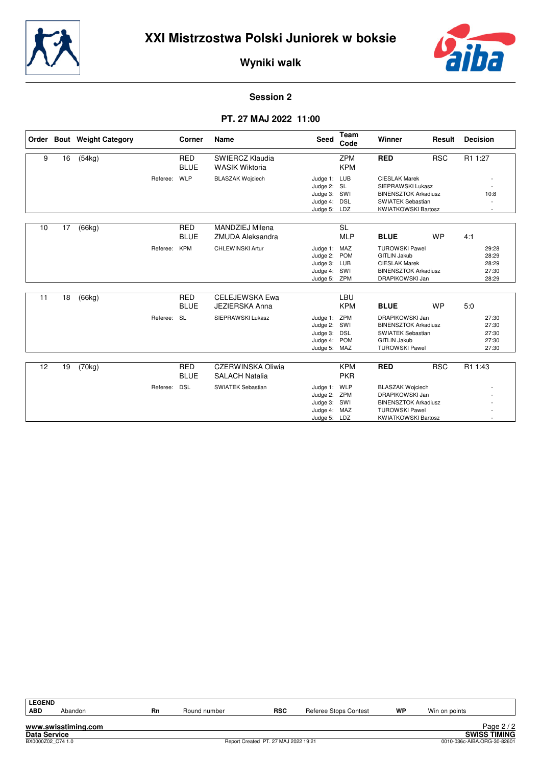# XXI Mistrzostwa Polski Juniorek w boksie

## Wyniki walk

### Session 2

### PT. 27 MAJ 2022 11:00

| Order | Bout | Weight Category | Corner | Name | Seed | Team Code | Winner | Result | Decision |
|---|---|---|---|---|---|---|---|---|---|
| 9 | 16 | (54kg) | RED | SWIERCZ Klaudia | | ZPM | **RED** | RSC | R1 1:27 |
| | | | BLUE | WASIK Wiktoria | | KPM | | | |
| | | | Referee: WLP | BLASZAK Wojciech | Judge 1: | LUB | CIESLAK Marek | | - |
| | | | | | Judge 2: | SL | SIEPRAWSKI Lukasz | | - |
| | | | | | Judge 3: | SWI | BINENSZTOK Arkadiusz | | 10:8 |
| | | | | | Judge 4: | DSL | SWIATEK Sebastian | | - |
| | | | | | Judge 5: | LDZ | KWIATKOWSKI Bartosz | | - |
| 10 | 17 | (66kg) | RED | MANDZIEJ Milena | | SL | | | |
| | | | BLUE | ZMUDA Aleksandra | | MLP | **BLUE** | WP | 4:1 |
| | | | Referee: KPM | CHLEWINSKI Artur | Judge 1: | MAZ | TUROWSKI Pawel | | 29:28 |
| | | | | | Judge 2: | POM | GITLIN Jakub | | 28:29 |
| | | | | | Judge 3: | LUB | CIESLAK Marek | | 28:29 |
| | | | | | Judge 4: | SWI | BINENSZTOK Arkadiusz | | 27:30 |
| | | | | | Judge 5: | ZPM | DRAPIKOWSKI Jan | | 28:29 |
| 11 | 18 | (66kg) | RED | CELEJEWSKA Ewa | | LBU | | | |
| | | | BLUE | JEZIERSKA Anna | | KPM | **BLUE** | WP | 5:0 |
| | | | Referee: SL | SIEPRAWSKI Lukasz | Judge 1: | ZPM | DRAPIKOWSKI Jan | | 27:30 |
| | | | | | Judge 2: | SWI | BINENSZTOK Arkadiusz | | 27:30 |
| | | | | | Judge 3: | DSL | SWIATEK Sebastian | | 27:30 |
| | | | | | Judge 4: | POM | GITLIN Jakub | | 27:30 |
| | | | | | Judge 5: | MAZ | TUROWSKI Pawel | | 27:30 |
| 12 | 19 | (70kg) | RED | CZERWINSKA Oliwia | | KPM | **RED** | RSC | R1 1:43 |
| | | | BLUE | SALACH Natalia | | PKR | | | |
| | | | Referee: DSL | SWIATEK Sebastian | Judge 1: | WLP | BLASZAK Wojciech | | - |
| | | | | | Judge 2: | ZPM | DRAPIKOWSKI Jan | | - |
| | | | | | Judge 3: | SWI | BINENSZTOK Arkadiusz | | - |
| | | | | | Judge 4: | MAZ | TUROWSKI Pawel | | - |
| | | | | | Judge 5: | LDZ | KWIATKOWSKI Bartosz | | - |

**LEGEND**

| | | | | | | | |
|---|---|---|---|---|---|---|---|
| **ABD** | Abandon | **Rn** | Round number | **RSC** | Referee Stops Contest | **WP** | Win on points |

www.swisstiming.com
Data Service
BX0000Z02_C74 1.0
Report Created PT. 27 MAJ 2022 19:21
SWISS TIMING
0010-036c-AIBA.ORG-30-82601